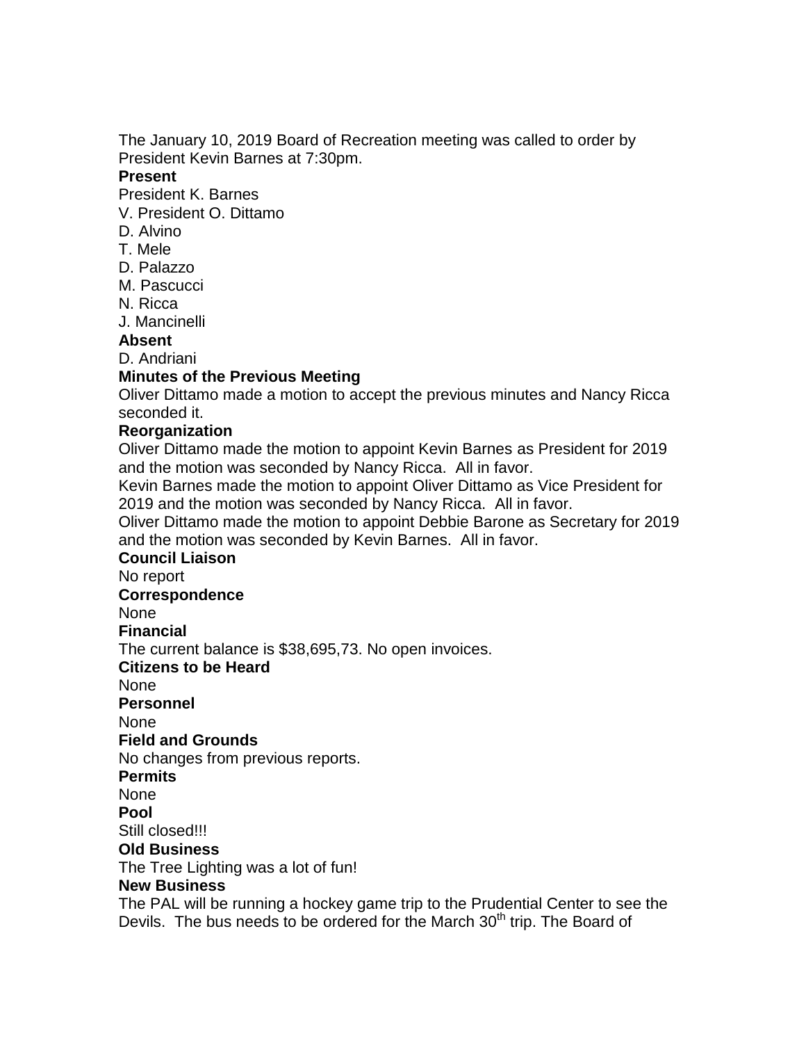The January 10, 2019 Board of Recreation meeting was called to order by President Kevin Barnes at 7:30pm.

**Present**

President K. Barnes
V. President O. Dittamo
D. Alvino
T. Mele
D. Palazzo
M. Pascucci
N. Ricca
J. Mancinelli

**Absent**

D. Andriani

**Minutes of the Previous Meeting**

Oliver Dittamo made a motion to accept the previous minutes and Nancy Ricca seconded it.

**Reorganization**

Oliver Dittamo made the motion to appoint Kevin Barnes as President for 2019 and the motion was seconded by Nancy Ricca. All in favor.
Kevin Barnes made the motion to appoint Oliver Dittamo as Vice President for 2019 and the motion was seconded by Nancy Ricca. All in favor.
Oliver Dittamo made the motion to appoint Debbie Barone as Secretary for 2019 and the motion was seconded by Kevin Barnes. All in favor.

**Council Liaison**

No report

**Correspondence**

None

**Financial**

The current balance is $38,695,73. No open invoices.

**Citizens to be Heard**

None

**Personnel**

None

**Field and Grounds**

No changes from previous reports.

**Permits**

None

**Pool**

Still closed!!!

**Old Business**

The Tree Lighting was a lot of fun!

**New Business**

The PAL will be running a hockey game trip to the Prudential Center to see the Devils. The bus needs to be ordered for the March 30th trip. The Board of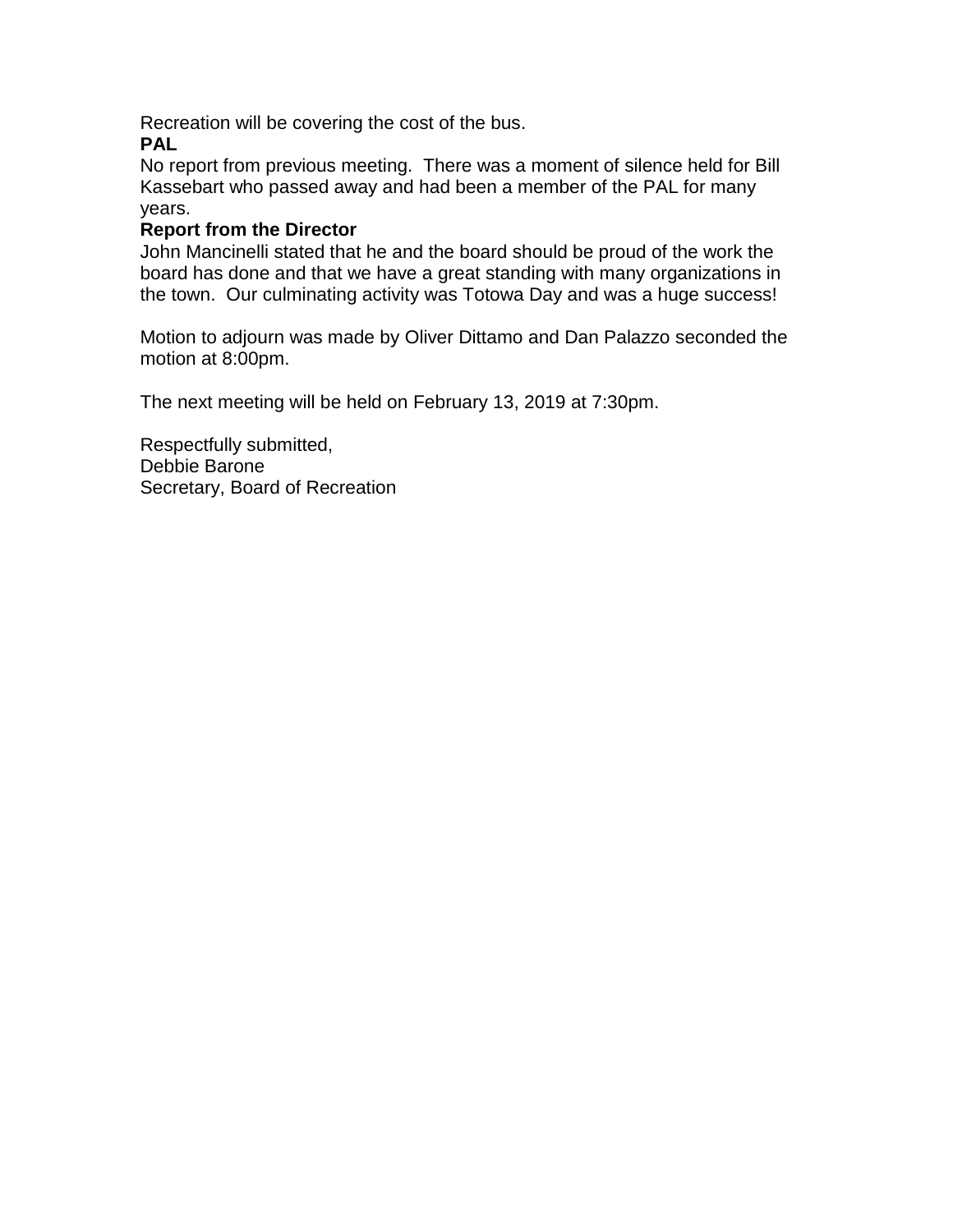Recreation will be covering the cost of the bus.

**PAL**

No report from previous meeting. There was a moment of silence held for Bill Kassebart who passed away and had been a member of the PAL for many years.

**Report from the Director**

John Mancinelli stated that he and the board should be proud of the work the board has done and that we have a great standing with many organizations in the town. Our culminating activity was Totowa Day and was a huge success!

Motion to adjourn was made by Oliver Dittamo and Dan Palazzo seconded the motion at 8:00pm.

The next meeting will be held on February 13, 2019 at 7:30pm.

Respectfully submitted,
Debbie Barone
Secretary, Board of Recreation